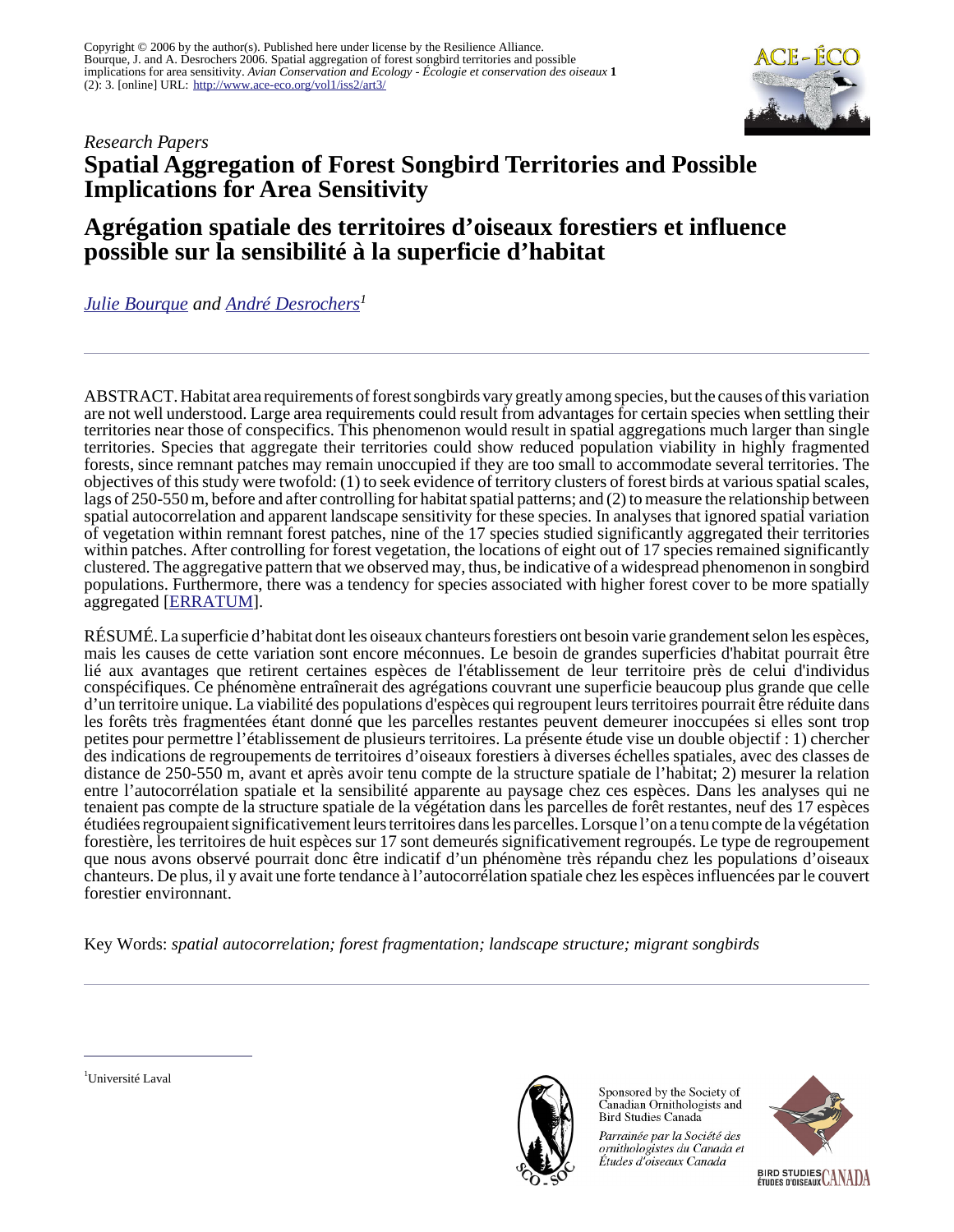Copyright © 2006 by the author(s). Published here under license by the Resilience Alliance.
Bourque, J. and A. Desrochers 2006. Spatial aggregation of forest songbird territories and possible implications for area sensitivity. *Avian Conservation and Ecology - Écologie et conservation des oiseaux* **1** (2): 3. [online] URL: http://www.ace-eco.org/vol1/iss2/art3/

*Research Papers*

# Spatial Aggregation of Forest Songbird Territories and Possible Implications for Area Sensitivity

# Agrégation spatiale des territoires d'oiseaux forestiers et influence possible sur la sensibilité à la superficie d'habitat

*Julie Bourque and André Desrochers[1]*

---

ABSTRACT. Habitat area requirements of forest songbirds vary greatly among species, but the causes of this variation are not well understood. Large area requirements could result from advantages for certain species when settling their territories near those of conspecifics. This phenomenon would result in spatial aggregations much larger than single territories. Species that aggregate their territories could show reduced population viability in highly fragmented forests, since remnant patches may remain unoccupied if they are too small to accommodate several territories. The objectives of this study were twofold: (1) to seek evidence of territory clusters of forest birds at various spatial scales, lags of 250-550 m, before and after controlling for habitat spatial patterns; and (2) to measure the relationship between spatial autocorrelation and apparent landscape sensitivity for these species. In analyses that ignored spatial variation of vegetation within remnant forest patches, nine of the 17 species studied significantly aggregated their territories within patches. After controlling for forest vegetation, the locations of eight out of 17 species remained significantly clustered. The aggregative pattern that we observed may, thus, be indicative of a widespread phenomenon in songbird populations. Furthermore, there was a tendency for species associated with higher forest cover to be more spatially aggregated [ERRATUM].

RÉSUMÉ. La superficie d'habitat dont les oiseaux chanteurs forestiers ont besoin varie grandement selon les espèces, mais les causes de cette variation sont encore méconnues. Le besoin de grandes superficies d'habitat pourrait être lié aux avantages que retirent certaines espèces de l'établissement de leur territoire près de celui d'individus conspécifiques. Ce phénomène entraînerait des agrégations couvrant une superficie beaucoup plus grande que celle d'un territoire unique. La viabilité des populations d'espèces qui regroupent leurs territoires pourrait être réduite dans les forêts très fragmentées étant donné que les parcelles restantes peuvent demeurer inoccupées si elles sont trop petites pour permettre l'établissement de plusieurs territoires. La présente étude vise un double objectif : 1) chercher des indications de regroupements de territoires d'oiseaux forestiers à diverses échelles spatiales, avec des classes de distance de 250-550 m, avant et après avoir tenu compte de la structure spatiale de l'habitat; 2) mesurer la relation entre l'autocorrélation spatiale et la sensibilité apparente au paysage chez ces espèces. Dans les analyses qui ne tenaient pas compte de la structure spatiale de la végétation dans les parcelles de forêt restantes, neuf des 17 espèces étudiées regroupaient significativement leurs territoires dans les parcelles. Lorsque l'on a tenu compte de la végétation forestière, les territoires de huit espèces sur 17 sont demeurés significativement regroupés. Le type de regroupement que nous avons observé pourrait donc être indicatif d'un phénomène très répandu chez les populations d'oiseaux chanteurs. De plus, il y avait une forte tendance à l'autocorrélation spatiale chez les espèces influencées par le couvert forestier environnant.

Key Words: *spatial autocorrelation; forest fragmentation; landscape structure; migrant songbirds*

---

[1]Université Laval

Sponsored by the Society of Canadian Ornithologists and Bird Studies Canada

*Parrainée par la Société des ornithologistes du Canada et Études d'oiseaux Canada*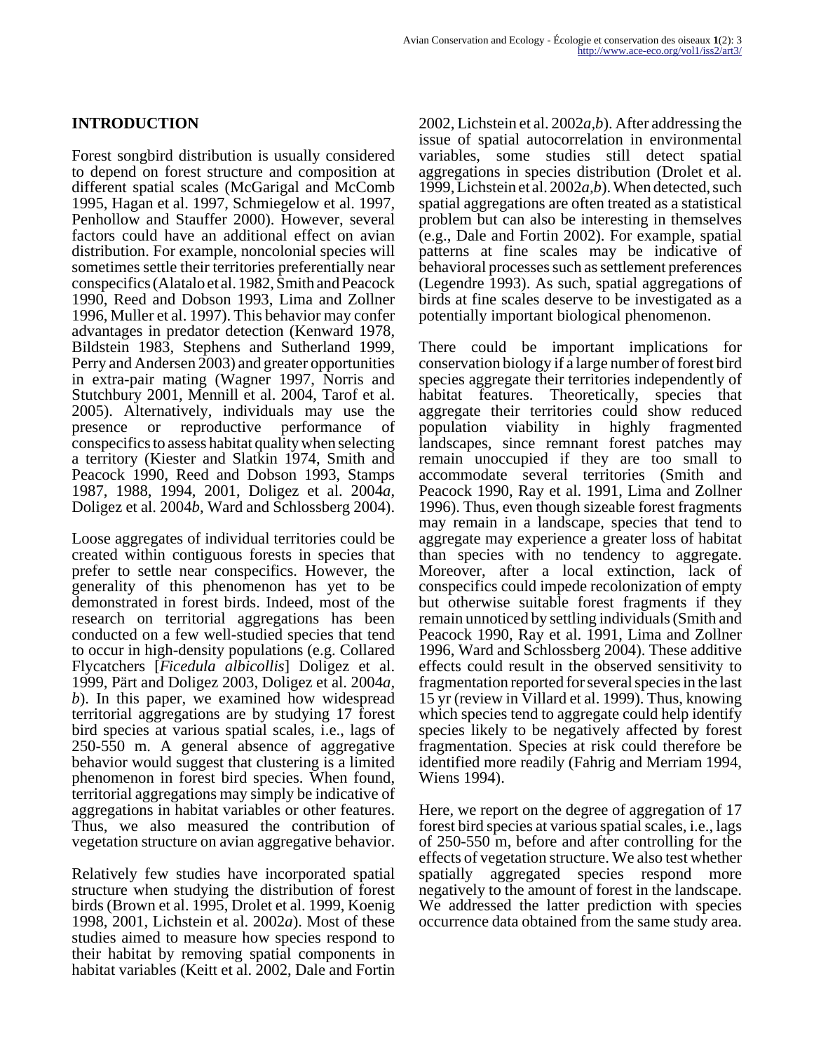## INTRODUCTION

Forest songbird distribution is usually considered to depend on forest structure and composition at different spatial scales (McGarigal and McComb 1995, Hagan et al. 1997, Schmiegelow et al. 1997, Penhollow and Stauffer 2000). However, several factors could have an additional effect on avian distribution. For example, noncolonial species will sometimes settle their territories preferentially near conspecifics (Alatalo et al. 1982, Smith and Peacock 1990, Reed and Dobson 1993, Lima and Zollner 1996, Muller et al. 1997). This behavior may confer advantages in predator detection (Kenward 1978, Bildstein 1983, Stephens and Sutherland 1999, Perry and Andersen 2003) and greater opportunities in extra-pair mating (Wagner 1997, Norris and Stutchbury 2001, Mennill et al. 2004, Tarof et al. 2005). Alternatively, individuals may use the presence or reproductive performance of conspecifics to assess habitat quality when selecting a territory (Kiester and Slatkin 1974, Smith and Peacock 1990, Reed and Dobson 1993, Stamps 1987, 1988, 1994, 2001, Doligez et al. 2004*a*, Doligez et al. 2004*b*, Ward and Schlossberg 2004).

Loose aggregates of individual territories could be created within contiguous forests in species that prefer to settle near conspecifics. However, the generality of this phenomenon has yet to be demonstrated in forest birds. Indeed, most of the research on territorial aggregations has been conducted on a few well-studied species that tend to occur in high-density populations (e.g. Collared Flycatchers [*Ficedula albicollis*] Doligez et al. 1999, Pärt and Doligez 2003, Doligez et al. 2004*a*, *b*). In this paper, we examined how widespread territorial aggregations are by studying 17 forest bird species at various spatial scales, i.e., lags of 250-550 m. A general absence of aggregative behavior would suggest that clustering is a limited phenomenon in forest bird species. When found, territorial aggregations may simply be indicative of aggregations in habitat variables or other features. Thus, we also measured the contribution of vegetation structure on avian aggregative behavior.

Relatively few studies have incorporated spatial structure when studying the distribution of forest birds (Brown et al. 1995, Drolet et al. 1999, Koenig 1998, 2001, Lichstein et al. 2002*a*). Most of these studies aimed to measure how species respond to their habitat by removing spatial components in habitat variables (Keitt et al. 2002, Dale and Fortin 2002, Lichstein et al. 2002*a*,*b*). After addressing the issue of spatial autocorrelation in environmental variables, some studies still detect spatial aggregations in species distribution (Drolet et al. 1999, Lichstein et al. 2002*a*,*b*). When detected, such spatial aggregations are often treated as a statistical problem but can also be interesting in themselves (e.g., Dale and Fortin 2002). For example, spatial patterns at fine scales may be indicative of behavioral processes such as settlement preferences (Legendre 1993). As such, spatial aggregations of birds at fine scales deserve to be investigated as a potentially important biological phenomenon.

There could be important implications for conservation biology if a large number of forest bird species aggregate their territories independently of habitat features. Theoretically, species that aggregate their territories could show reduced population viability in highly fragmented landscapes, since remnant forest patches may remain unoccupied if they are too small to accommodate several territories (Smith and Peacock 1990, Ray et al. 1991, Lima and Zollner 1996). Thus, even though sizeable forest fragments may remain in a landscape, species that tend to aggregate may experience a greater loss of habitat than species with no tendency to aggregate. Moreover, after a local extinction, lack of conspecifics could impede recolonization of empty but otherwise suitable forest fragments if they remain unnoticed by settling individuals (Smith and Peacock 1990, Ray et al. 1991, Lima and Zollner 1996, Ward and Schlossberg 2004). These additive effects could result in the observed sensitivity to fragmentation reported for several species in the last 15 yr (review in Villard et al. 1999). Thus, knowing which species tend to aggregate could help identify species likely to be negatively affected by forest fragmentation. Species at risk could therefore be identified more readily (Fahrig and Merriam 1994, Wiens 1994).

Here, we report on the degree of aggregation of 17 forest bird species at various spatial scales, i.e., lags of 250-550 m, before and after controlling for the effects of vegetation structure. We also test whether spatially aggregated species respond more negatively to the amount of forest in the landscape. We addressed the latter prediction with species occurrence data obtained from the same study area.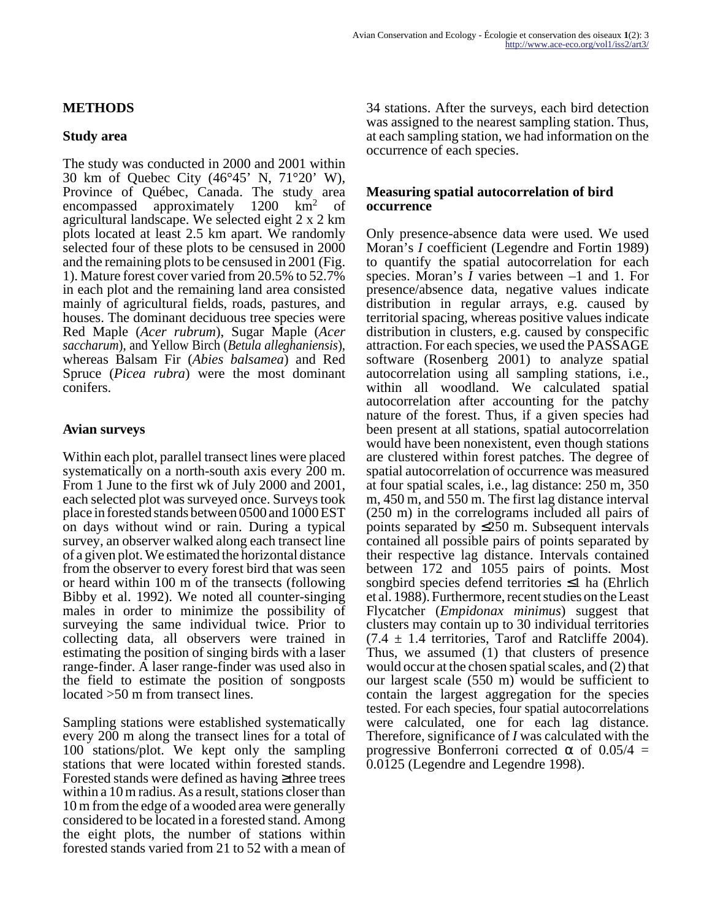## METHODS

### Study area

The study was conducted in 2000 and 2001 within 30 km of Quebec City (46°45’ N, 71°20’ W), Province of Québec, Canada. The study area encompassed approximately 1200 $km^2$ of agricultural landscape. We selected eight 2 x 2 km plots located at least 2.5 km apart. We randomly selected four of these plots to be censused in 2000 and the remaining plots to be censused in 2001 (Fig. 1). Mature forest cover varied from 20.5% to 52.7% in each plot and the remaining land area consisted mainly of agricultural fields, roads, pastures, and houses. The dominant deciduous tree species were Red Maple (*Acer rubrum*), Sugar Maple (*Acer saccharum*), and Yellow Birch (*Betula alleghaniensis*), whereas Balsam Fir (*Abies balsamea*) and Red Spruce (*Picea rubra*) were the most dominant conifers.

### Avian surveys

Within each plot, parallel transect lines were placed systematically on a north-south axis every 200 m. From 1 June to the first wk of July 2000 and 2001, each selected plot was surveyed once. Surveys took place in forested stands between 0500 and 1000 EST on days without wind or rain. During a typical survey, an observer walked along each transect line of a given plot. We estimated the horizontal distance from the observer to every forest bird that was seen or heard within 100 m of the transects (following Bibby et al. 1992). We noted all counter-singing males in order to minimize the possibility of surveying the same individual twice. Prior to collecting data, all observers were trained in estimating the position of singing birds with a laser range-finder. A laser range-finder was used also in the field to estimate the position of songposts located >50 m from transect lines.

Sampling stations were established systematically every 200 m along the transect lines for a total of 100 stations/plot. We kept only the sampling stations that were located within forested stands. Forested stands were defined as having ≥three trees within a 10 m radius. As a result, stations closer than 10 m from the edge of a wooded area were generally considered to be located in a forested stand. Among the eight plots, the number of stations within forested stands varied from 21 to 52 with a mean of 34 stations. After the surveys, each bird detection was assigned to the nearest sampling station. Thus, at each sampling station, we had information on the occurrence of each species.

### Measuring spatial autocorrelation of bird occurrence

Only presence-absence data were used. We used Moran’s *I* coefficient (Legendre and Fortin 1989) to quantify the spatial autocorrelation for each species. Moran’s *I* varies between –1 and 1. For presence/absence data, negative values indicate distribution in regular arrays, e.g. caused by territorial spacing, whereas positive values indicate distribution in clusters, e.g. caused by conspecific attraction. For each species, we used the PASSAGE software (Rosenberg 2001) to analyze spatial autocorrelation using all sampling stations, i.e., within all woodland. We calculated spatial autocorrelation after accounting for the patchy nature of the forest. Thus, if a given species had been present at all stations, spatial autocorrelation would have been nonexistent, even though stations are clustered within forest patches. The degree of spatial autocorrelation of occurrence was measured at four spatial scales, i.e., lag distance: 250 m, 350 m, 450 m, and 550 m. The first lag distance interval (250 m) in the correlograms included all pairs of points separated by ≤250 m. Subsequent intervals contained all possible pairs of points separated by their respective lag distance. Intervals contained between 172 and 1055 pairs of points. Most songbird species defend territories ≤1 ha (Ehrlich et al. 1988). Furthermore, recent studies on the Least Flycatcher (*Empidonax minimus*) suggest that clusters may contain up to 30 individual territories (7.4 ± 1.4 territories, Tarof and Ratcliffe 2004). Thus, we assumed (1) that clusters of presence would occur at the chosen spatial scales, and (2) that our largest scale (550 m) would be sufficient to contain the largest aggregation for the species tested. For each species, four spatial autocorrelations were calculated, one for each lag distance. Therefore, significance of *I* was calculated with the progressive Bonferroni corrected $\alpha$ of $0.05/4 = 0.0125$ (Legendre and Legendre 1998).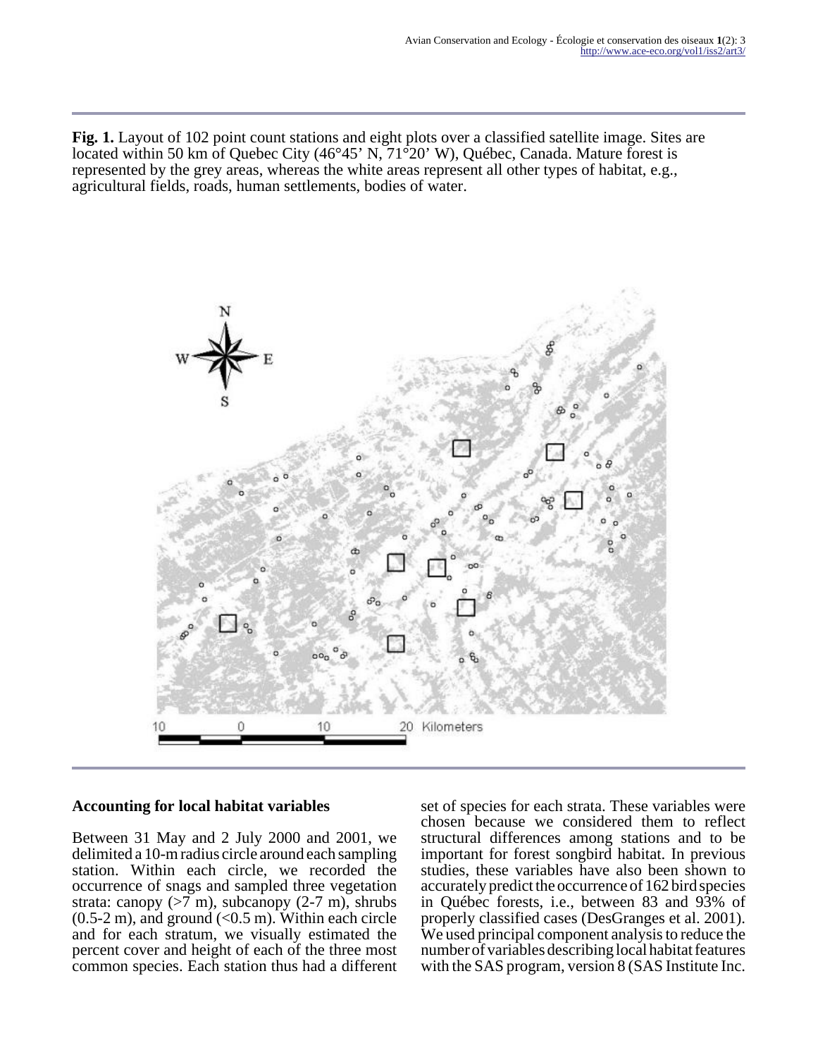**Fig. 1.** Layout of 102 point count stations and eight plots over a classified satellite image. Sites are located within 50 km of Quebec City (46°45' N, 71°20' W), Québec, Canada. Mature forest is represented by the grey areas, whereas the white areas represent all other types of habitat, e.g., agricultural fields, roads, human settlements, bodies of water.

### Accounting for local habitat variables

Between 31 May and 2 July 2000 and 2001, we delimited a 10-m radius circle around each sampling station. Within each circle, we recorded the occurrence of snags and sampled three vegetation strata: canopy (>7 m), subcanopy (2-7 m), shrubs (0.5-2 m), and ground (<0.5 m). Within each circle and for each stratum, we visually estimated the percent cover and height of each of the three most common species. Each station thus had a different set of species for each strata. These variables were chosen because we considered them to reflect structural differences among stations and to be important for forest songbird habitat. In previous studies, these variables have also been shown to accurately predict the occurrence of 162 bird species in Québec forests, i.e., between 83 and 93% of properly classified cases (DesGranges et al. 2001). We used principal component analysis to reduce the number of variables describing local habitat features with the SAS program, version 8 (SAS Institute Inc.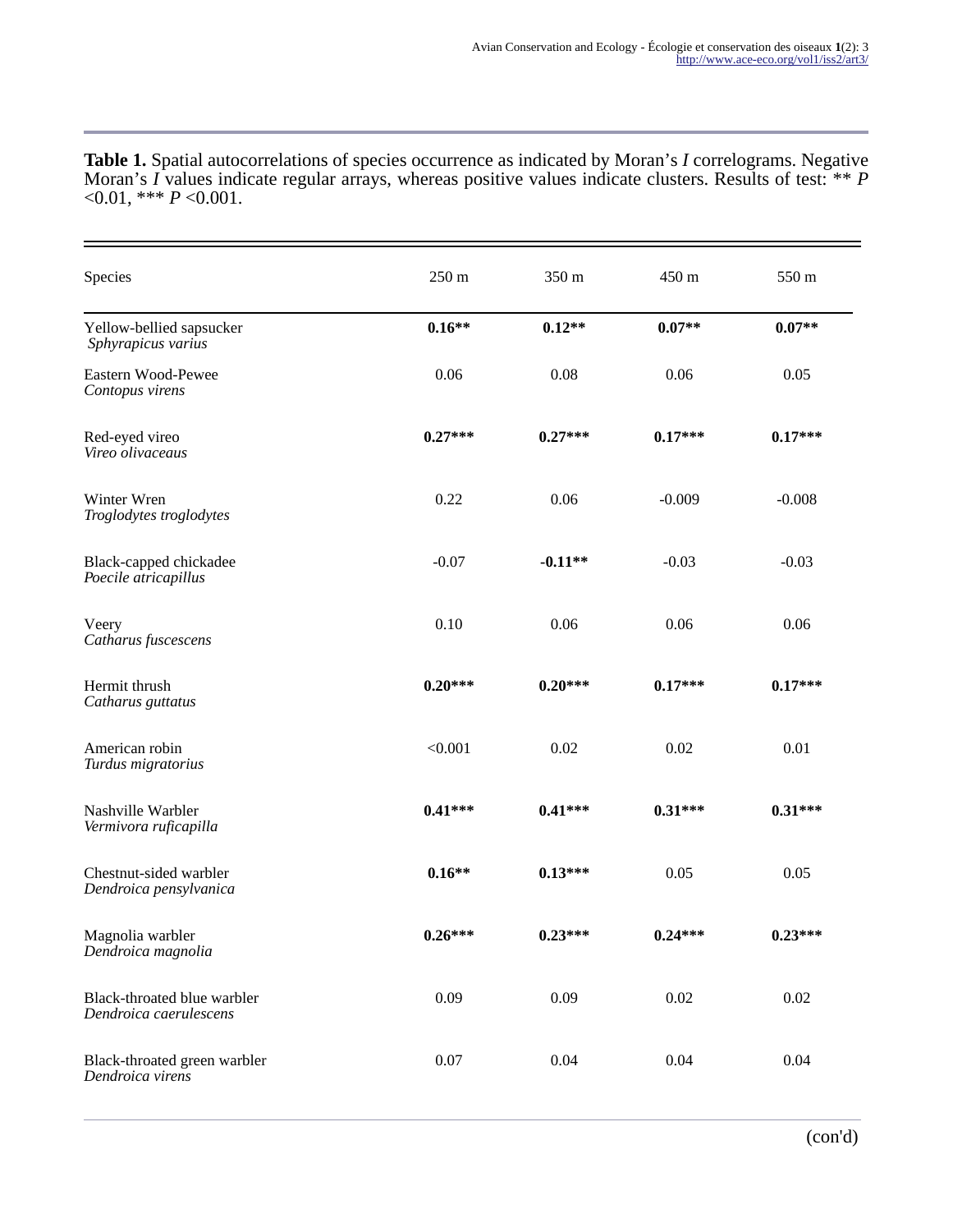**Table 1.** Spatial autocorrelations of species occurrence as indicated by Moran's *I* correlograms. Negative Moran's *I* values indicate regular arrays, whereas positive values indicate clusters. Results of test: ** *P* <0.01, *** *P* <0.001.

| Species | 250 m | 350 m | 450 m | 550 m |
|---|---|---|---|---|
| Yellow-bellied sapsucker *Sphyrapicus varius* | **0.16** ** | **0.12** ** | **0.07** ** | **0.07** ** |
| Eastern Wood-Pewee *Contopus virens* | 0.06 | 0.08 | 0.06 | 0.05 |
| Red-eyed vireo *Vireo olivaceaus* | **0.27** *** | **0.27** *** | **0.17** *** | **0.17** *** |
| Winter Wren *Troglodytes troglodytes* | 0.22 | 0.06 | -0.009 | -0.008 |
| Black-capped chickadee *Poecile atricapillus* | -0.07 | **-0.11** ** | -0.03 | -0.03 |
| Veery *Catharus fuscescens* | 0.10 | 0.06 | 0.06 | 0.06 |
| Hermit thrush *Catharus guttatus* | **0.20** *** | **0.20** *** | **0.17** *** | **0.17** *** |
| American robin *Turdus migratorius* | <0.001 | 0.02 | 0.02 | 0.01 |
| Nashville Warbler *Vermivora ruficapilla* | **0.41** *** | **0.41** *** | **0.31** *** | **0.31** *** |
| Chestnut-sided warbler *Dendroica pensylvanica* | **0.16** ** | **0.13** *** | 0.05 | 0.05 |
| Magnolia warbler *Dendroica magnolia* | **0.26** *** | **0.23** *** | **0.24** *** | **0.23** *** |
| Black-throated blue warbler *Dendroica caerulescens* | 0.09 | 0.09 | 0.02 | 0.02 |
| Black-throated green warbler *Dendroica virens* | 0.07 | 0.04 | 0.04 | 0.04 |

(con'd)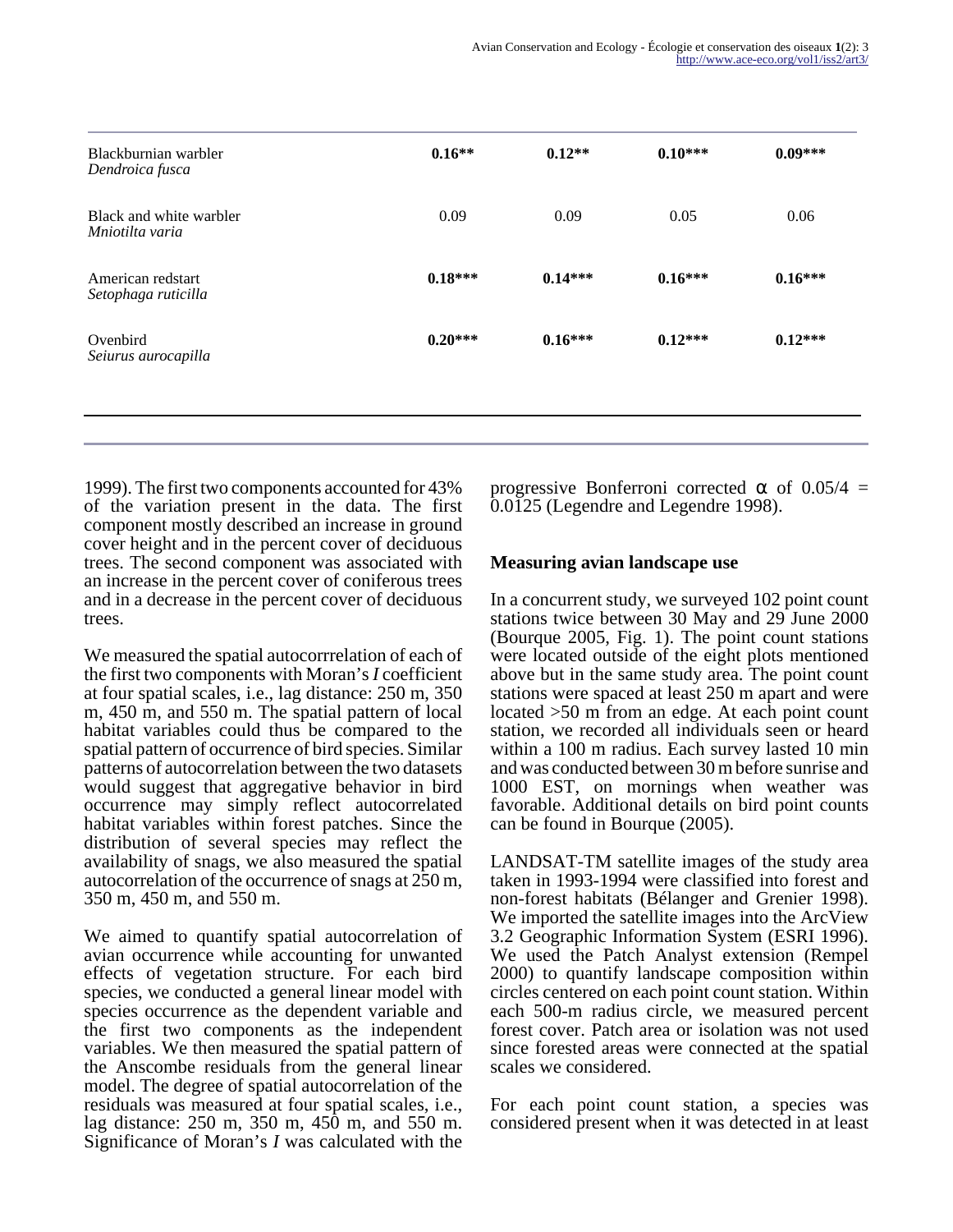| | | | | |
|---|---|---|---|---|
| Blackburnian warbler *Dendroica fusca* | **0.16**** | **0.12**** | **0.10***** | **0.09***** |
| Black and white warbler *Mniotilta varia* | 0.09 | 0.09 | 0.05 | 0.06 |
| American redstart *Setophaga ruticilla* | **0.18***** | **0.14***** | **0.16***** | **0.16***** |
| Ovenbird *Seiurus aurocapilla* | **0.20***** | **0.16***** | **0.12***** | **0.12***** |

1999). The first two components accounted for 43% of the variation present in the data. The first component mostly described an increase in ground cover height and in the percent cover of deciduous trees. The second component was associated with an increase in the percent cover of coniferous trees and in a decrease in the percent cover of deciduous trees.

We measured the spatial autocorrrelation of each of the first two components with Moran's *I* coefficient at four spatial scales, i.e., lag distance: 250 m, 350 m, 450 m, and 550 m. The spatial pattern of local habitat variables could thus be compared to the spatial pattern of occurrence of bird species. Similar patterns of autocorrelation between the two datasets would suggest that aggregative behavior in bird occurrence may simply reflect autocorrelated habitat variables within forest patches. Since the distribution of several species may reflect the availability of snags, we also measured the spatial autocorrelation of the occurrence of snags at 250 m, 350 m, 450 m, and 550 m.

We aimed to quantify spatial autocorrelation of avian occurrence while accounting for unwanted effects of vegetation structure. For each bird species, we conducted a general linear model with species occurrence as the dependent variable and the first two components as the independent variables. We then measured the spatial pattern of the Anscombe residuals from the general linear model. The degree of spatial autocorrelation of the residuals was measured at four spatial scales, i.e., lag distance: 250 m, 350 m, 450 m, and 550 m. Significance of Moran's *I* was calculated with the progressive Bonferroni corrected $\alpha$ of $0.05/4 = 0.0125$ (Legendre and Legendre 1998).

### Measuring avian landscape use

In a concurrent study, we surveyed 102 point count stations twice between 30 May and 29 June 2000 (Bourque 2005, Fig. 1). The point count stations were located outside of the eight plots mentioned above but in the same study area. The point count stations were spaced at least 250 m apart and were located >50 m from an edge. At each point count station, we recorded all individuals seen or heard within a 100 m radius. Each survey lasted 10 min and was conducted between 30 m before sunrise and 1000 EST, on mornings when weather was favorable. Additional details on bird point counts can be found in Bourque (2005).

LANDSAT-TM satellite images of the study area taken in 1993-1994 were classified into forest and non-forest habitats (Bélanger and Grenier 1998). We imported the satellite images into the ArcView 3.2 Geographic Information System (ESRI 1996). We used the Patch Analyst extension (Rempel 2000) to quantify landscape composition within circles centered on each point count station. Within each 500-m radius circle, we measured percent forest cover. Patch area or isolation was not used since forested areas were connected at the spatial scales we considered.

For each point count station, a species was considered present when it was detected in at least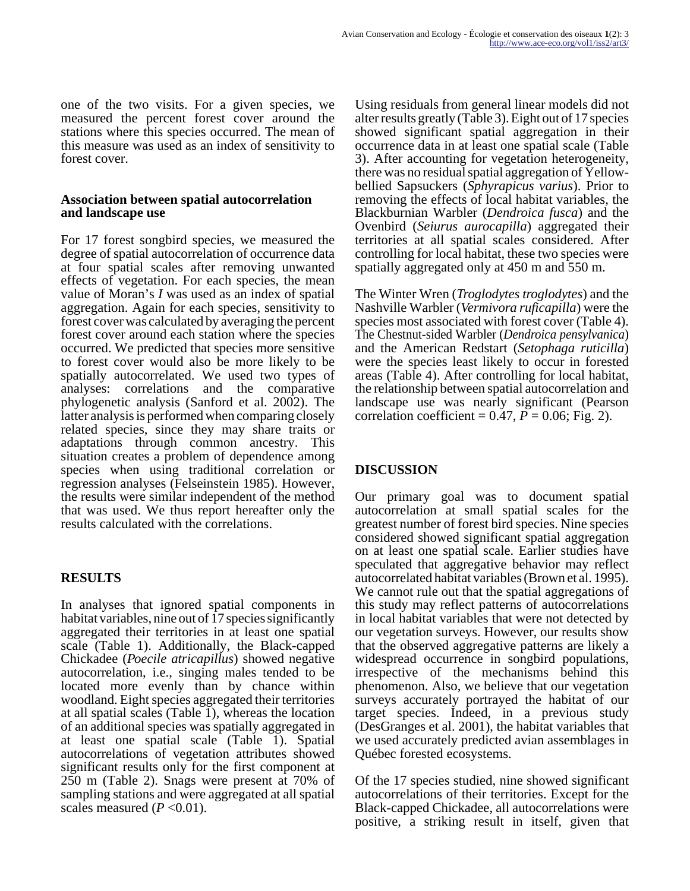one of the two visits. For a given species, we measured the percent forest cover around the stations where this species occurred. The mean of this measure was used as an index of sensitivity to forest cover.

### Association between spatial autocorrelation and landscape use

For 17 forest songbird species, we measured the degree of spatial autocorrelation of occurrence data at four spatial scales after removing unwanted effects of vegetation. For each species, the mean value of Moran's *I* was used as an index of spatial aggregation. Again for each species, sensitivity to forest cover was calculated by averaging the percent forest cover around each station where the species occurred. We predicted that species more sensitive to forest cover would also be more likely to be spatially autocorrelated. We used two types of analyses: correlations and the comparative phylogenetic analysis (Sanford et al. 2002). The latter analysis is performed when comparing closely related species, since they may share traits or adaptations through common ancestry. This situation creates a problem of dependence among species when using traditional correlation or regression analyses (Felseinstein 1985). However, the results were similar independent of the method that was used. We thus report hereafter only the results calculated with the correlations.

## RESULTS

In analyses that ignored spatial components in habitat variables, nine out of 17 species significantly aggregated their territories in at least one spatial scale (Table 1). Additionally, the Black-capped Chickadee (*Poecile atricapillus*) showed negative autocorrelation, i.e., singing males tended to be located more evenly than by chance within woodland. Eight species aggregated their territories at all spatial scales (Table 1), whereas the location of an additional species was spatially aggregated in at least one spatial scale (Table 1). Spatial autocorrelations of vegetation attributes showed significant results only for the first component at 250 m (Table 2). Snags were present at 70% of sampling stations and were aggregated at all spatial scales measured ($P < 0.01$).

Using residuals from general linear models did not alter results greatly (Table 3). Eight out of 17 species showed significant spatial aggregation in their occurrence data in at least one spatial scale (Table 3). After accounting for vegetation heterogeneity, there was no residual spatial aggregation of Yellow-bellied Sapsuckers (*Sphyrapicus varius*). Prior to removing the effects of local habitat variables, the Blackburnian Warbler (*Dendroica fusca*) and the Ovenbird (*Seiurus aurocapilla*) aggregated their territories at all spatial scales considered. After controlling for local habitat, these two species were spatially aggregated only at 450 m and 550 m.

The Winter Wren (*Troglodytes troglodytes*) and the Nashville Warbler (*Vermivora ruficapilla*) were the species most associated with forest cover (Table 4). The Chestnut-sided Warbler (*Dendroica pensylvanica*) and the American Redstart (*Setophaga ruticilla*) were the species least likely to occur in forested areas (Table 4). After controlling for local habitat, the relationship between spatial autocorrelation and landscape use was nearly significant (Pearson correlation coefficient = 0.47, $P = 0.06$; Fig. 2).

## DISCUSSION

Our primary goal was to document spatial autocorrelation at small spatial scales for the greatest number of forest bird species. Nine species considered showed significant spatial aggregation on at least one spatial scale. Earlier studies have speculated that aggregative behavior may reflect autocorrelated habitat variables (Brown et al. 1995). We cannot rule out that the spatial aggregations of this study may reflect patterns of autocorrelations in local habitat variables that were not detected by our vegetation surveys. However, our results show that the observed aggregative patterns are likely a widespread occurrence in songbird populations, irrespective of the mechanisms behind this phenomenon. Also, we believe that our vegetation surveys accurately portrayed the habitat of our target species. Indeed, in a previous study (DesGranges et al. 2001), the habitat variables that we used accurately predicted avian assemblages in Québec forested ecosystems.

Of the 17 species studied, nine showed significant autocorrelations of their territories. Except for the Black-capped Chickadee, all autocorrelations were positive, a striking result in itself, given that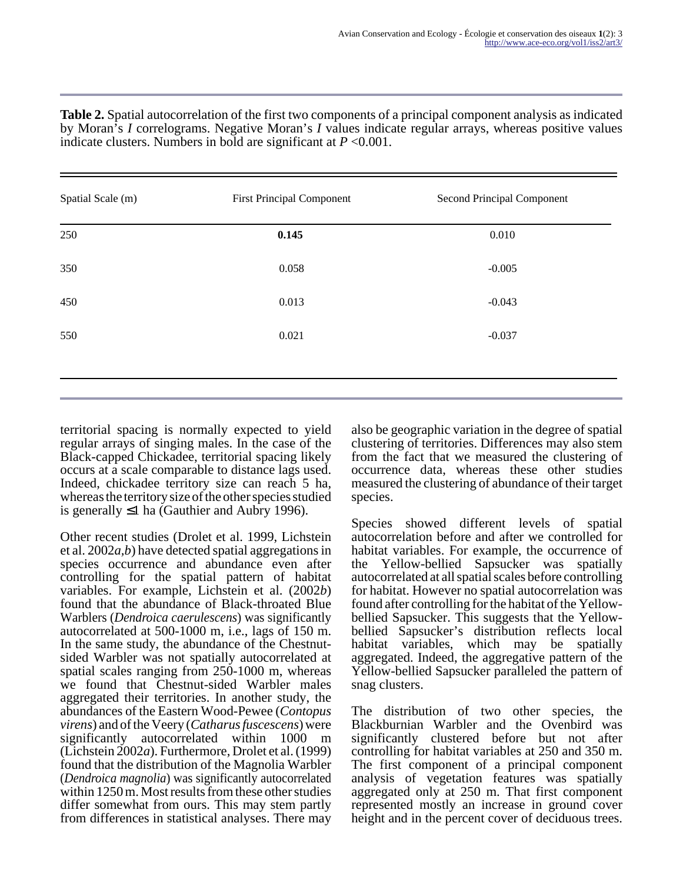**Table 2.** Spatial autocorrelation of the first two components of a principal component analysis as indicated by Moran's *I* correlograms. Negative Moran's *I* values indicate regular arrays, whereas positive values indicate clusters. Numbers in bold are significant at $P < 0.001$.

| Spatial Scale (m) | First Principal Component | Second Principal Component |
|---|---|---|
| 250 | **0.145** | 0.010 |
| 350 | 0.058 | -0.005 |
| 450 | 0.013 | -0.043 |
| 550 | 0.021 | -0.037 |

territorial spacing is normally expected to yield regular arrays of singing males. In the case of the Black-capped Chickadee, territorial spacing likely occurs at a scale comparable to distance lags used. Indeed, chickadee territory size can reach 5 ha, whereas the territory size of the other species studied is generally ≤1 ha (Gauthier and Aubry 1996).

Other recent studies (Drolet et al. 1999, Lichstein et al. 2002*a*,*b*) have detected spatial aggregations in species occurrence and abundance even after controlling for the spatial pattern of habitat variables. For example, Lichstein et al. (2002*b*) found that the abundance of Black-throated Blue Warblers (*Dendroica caerulescens*) was significantly autocorrelated at 500-1000 m, i.e., lags of 150 m. In the same study, the abundance of the Chestnut-sided Warbler was not spatially autocorrelated at spatial scales ranging from 250-1000 m, whereas we found that Chestnut-sided Warbler males aggregated their territories. In another study, the abundances of the Eastern Wood-Pewee (*Contopus virens*) and of the Veery (*Catharus fuscescens*) were significantly autocorrelated within 1000 m (Lichstein 2002*a*). Furthermore, Drolet et al. (1999) found that the distribution of the Magnolia Warbler (*Dendroica magnolia*) was significantly autocorrelated within 1250 m. Most results from these other studies differ somewhat from ours. This may stem partly from differences in statistical analyses. There may also be geographic variation in the degree of spatial clustering of territories. Differences may also stem from the fact that we measured the clustering of occurrence data, whereas these other studies measured the clustering of abundance of their target species.

Species showed different levels of spatial autocorrelation before and after we controlled for habitat variables. For example, the occurrence of the Yellow-bellied Sapsucker was spatially autocorrelated at all spatial scales before controlling for habitat. However no spatial autocorrelation was found after controlling for the habitat of the Yellow-bellied Sapsucker. This suggests that the Yellow-bellied Sapsucker's distribution reflects local habitat variables, which may be spatially aggregated. Indeed, the aggregative pattern of the Yellow-bellied Sapsucker paralleled the pattern of snag clusters.

The distribution of two other species, the Blackburnian Warbler and the Ovenbird was significantly clustered before but not after controlling for habitat variables at 250 and 350 m. The first component of a principal component analysis of vegetation features was spatially aggregated only at 250 m. That first component represented mostly an increase in ground cover height and in the percent cover of deciduous trees.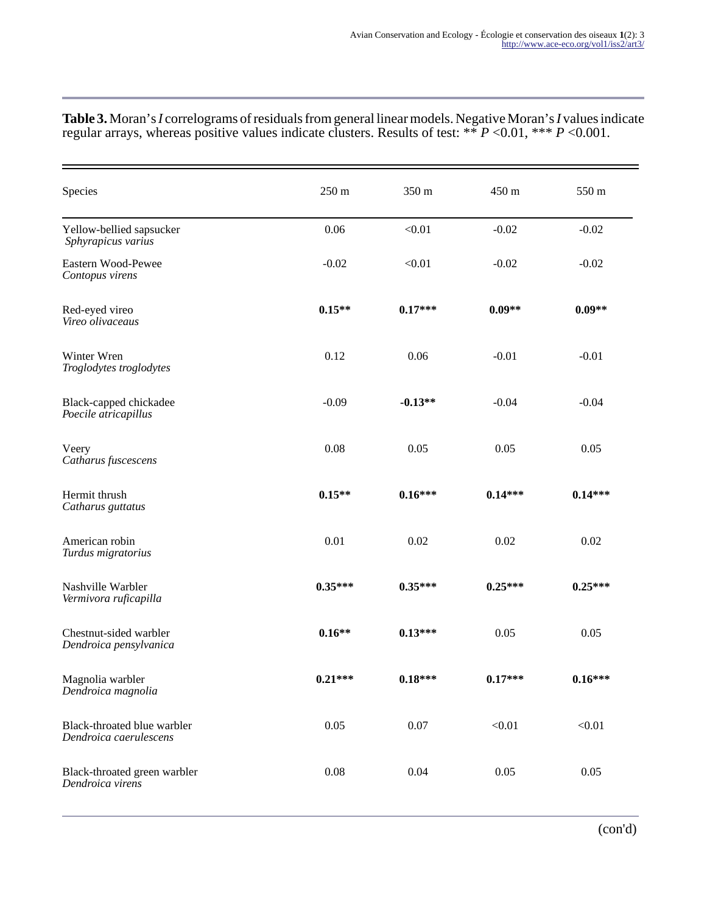**Table 3.** Moran's *I* correlograms of residuals from general linear models. Negative Moran's *I* values indicate regular arrays, whereas positive values indicate clusters. Results of test: ** $P$ <0.01, *** $P$ <0.001.

| Species | 250 m | 350 m | 450 m | 550 m |
|---|---|---|---|---|
| Yellow-bellied sapsucker *Sphyrapicus varius* | 0.06 | <0.01 | -0.02 | -0.02 |
| Eastern Wood-Pewee *Contopus virens* | -0.02 | <0.01 | -0.02 | -0.02 |
| Red-eyed vireo *Vireo olivaceaus* | **0.15**** | **0.17***** | **0.09**** | **0.09**** |
| Winter Wren *Troglodytes troglodytes* | 0.12 | 0.06 | -0.01 | -0.01 |
| Black-capped chickadee *Poecile atricapillus* | -0.09 | **-0.13**** | -0.04 | -0.04 |
| Veery *Catharus fuscescens* | 0.08 | 0.05 | 0.05 | 0.05 |
| Hermit thrush *Catharus guttatus* | **0.15**** | **0.16***** | **0.14***** | **0.14***** |
| American robin *Turdus migratorius* | 0.01 | 0.02 | 0.02 | 0.02 |
| Nashville Warbler *Vermivora ruficapilla* | **0.35***** | **0.35***** | **0.25***** | **0.25***** |
| Chestnut-sided warbler *Dendroica pensylvanica* | **0.16**** | **0.13***** | 0.05 | 0.05 |
| Magnolia warbler *Dendroica magnolia* | **0.21***** | **0.18***** | **0.17***** | **0.16***** |
| Black-throated blue warbler *Dendroica caerulescens* | 0.05 | 0.07 | <0.01 | <0.01 |
| Black-throated green warbler *Dendroica virens* | 0.08 | 0.04 | 0.05 | 0.05 |

(con'd)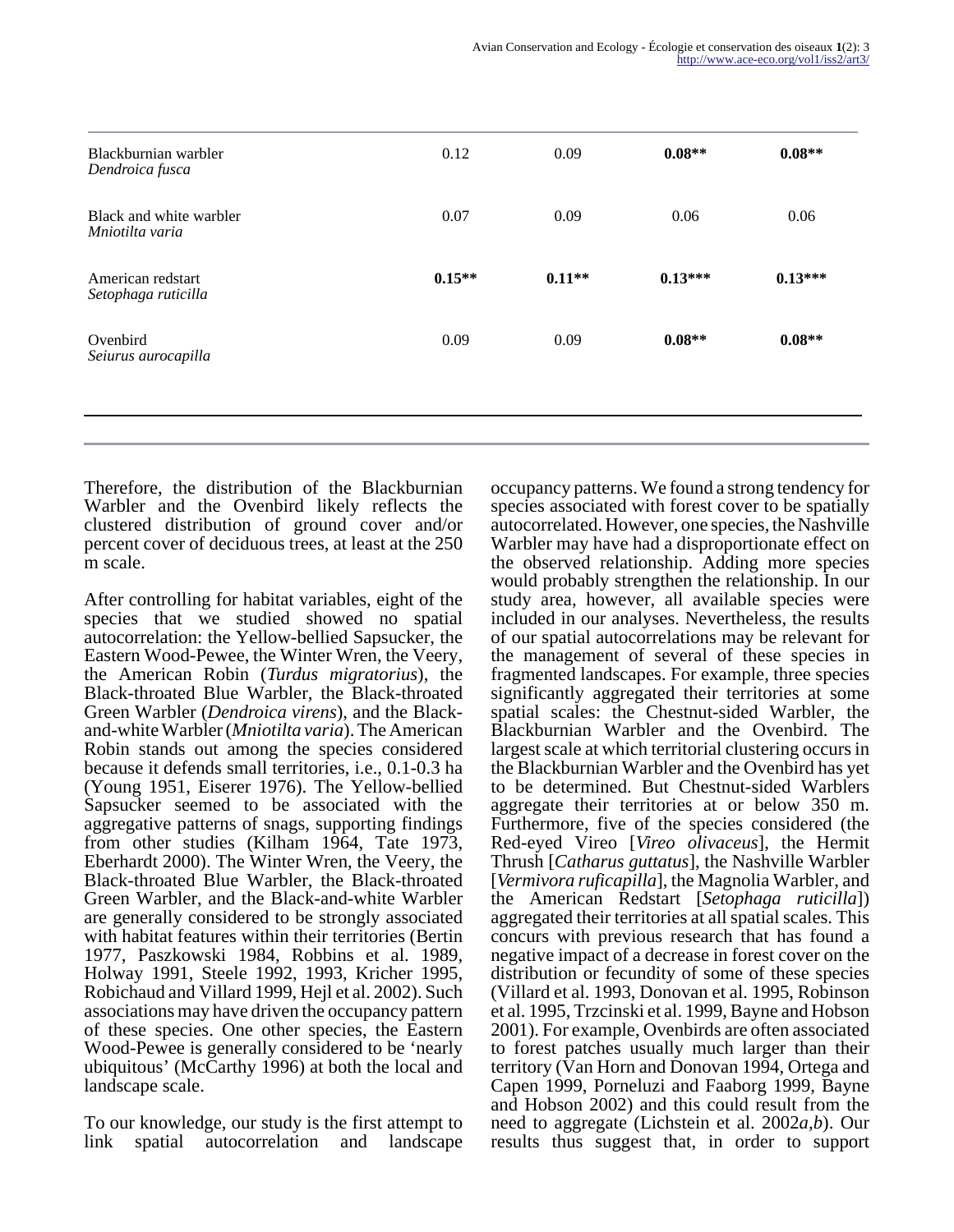| | | | | |
|---|---|---|---|---|
| Blackburnian warbler *Dendroica fusca* | 0.12 | 0.09 | **0.08**** | **0.08**** |
| Black and white warbler *Mniotilta varia* | 0.07 | 0.09 | 0.06 | 0.06 |
| American redstart *Setophaga ruticilla* | **0.15**** | **0.11**** | **0.13***** | **0.13***** |
| Ovenbird *Seiurus aurocapilla* | 0.09 | 0.09 | **0.08**** | **0.08**** |

Therefore, the distribution of the Blackburnian Warbler and the Ovenbird likely reflects the clustered distribution of ground cover and/or percent cover of deciduous trees, at least at the 250 m scale.

After controlling for habitat variables, eight of the species that we studied showed no spatial autocorrelation: the Yellow-bellied Sapsucker, the Eastern Wood-Pewee, the Winter Wren, the Veery, the American Robin (*Turdus migratorius*), the Black-throated Blue Warbler, the Black-throated Green Warbler (*Dendroica virens*), and the Black-and-white Warbler (*Mniotilta varia*). The American Robin stands out among the species considered because it defends small territories, i.e., 0.1-0.3 ha (Young 1951, Eiserer 1976). The Yellow-bellied Sapsucker seemed to be associated with the aggregative patterns of snags, supporting findings from other studies (Kilham 1964, Tate 1973, Eberhardt 2000). The Winter Wren, the Veery, the Black-throated Blue Warbler, the Black-throated Green Warbler, and the Black-and-white Warbler are generally considered to be strongly associated with habitat features within their territories (Bertin 1977, Paszkowski 1984, Robbins et al. 1989, Holway 1991, Steele 1992, 1993, Kricher 1995, Robichaud and Villard 1999, Hejl et al. 2002). Such associations may have driven the occupancy pattern of these species. One other species, the Eastern Wood-Pewee is generally considered to be 'nearly ubiquitous' (McCarthy 1996) at both the local and landscape scale.

To our knowledge, our study is the first attempt to link spatial autocorrelation and landscape occupancy patterns. We found a strong tendency for species associated with forest cover to be spatially autocorrelated. However, one species, the Nashville Warbler may have had a disproportionate effect on the observed relationship. Adding more species would probably strengthen the relationship. In our study area, however, all available species were included in our analyses. Nevertheless, the results of our spatial autocorrelations may be relevant for the management of several of these species in fragmented landscapes. For example, three species significantly aggregated their territories at some spatial scales: the Chestnut-sided Warbler, the Blackburnian Warbler and the Ovenbird. The largest scale at which territorial clustering occurs in the Blackburnian Warbler and the Ovenbird has yet to be determined. But Chestnut-sided Warblers aggregate their territories at or below 350 m. Furthermore, five of the species considered (the Red-eyed Vireo [*Vireo olivaceus*], the Hermit Thrush [*Catharus guttatus*], the Nashville Warbler [*Vermivora ruficapilla*], the Magnolia Warbler, and the American Redstart [*Setophaga ruticilla*]) aggregated their territories at all spatial scales. This concurs with previous research that has found a negative impact of a decrease in forest cover on the distribution or fecundity of some of these species (Villard et al. 1993, Donovan et al. 1995, Robinson et al. 1995, Trzcinski et al. 1999, Bayne and Hobson 2001). For example, Ovenbirds are often associated to forest patches usually much larger than their territory (Van Horn and Donovan 1994, Ortega and Capen 1999, Porneluzi and Faaborg 1999, Bayne and Hobson 2002) and this could result from the need to aggregate (Lichstein et al. 2002*a*,*b*). Our results thus suggest that, in order to support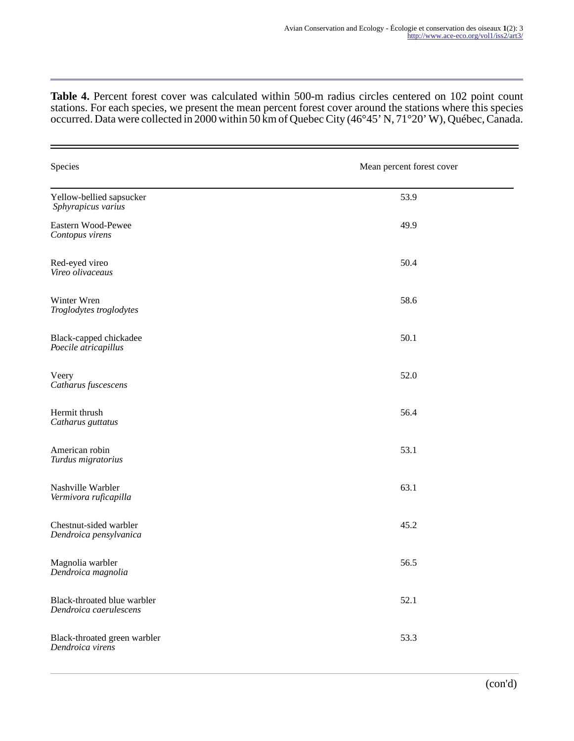**Table 4.** Percent forest cover was calculated within 500-m radius circles centered on 102 point count stations. For each species, we present the mean percent forest cover around the stations where this species occurred. Data were collected in 2000 within 50 km of Quebec City (46°45’ N, 71°20’ W), Québec, Canada.

| Species | Mean percent forest cover |
|---|---|
| Yellow-bellied sapsucker *Sphyrapicus varius* | 53.9 |
| Eastern Wood-Pewee *Contopus virens* | 49.9 |
| Red-eyed vireo *Vireo olivaceaus* | 50.4 |
| Winter Wren *Troglodytes troglodytes* | 58.6 |
| Black-capped chickadee *Poecile atricapillus* | 50.1 |
| Veery *Catharus fuscescens* | 52.0 |
| Hermit thrush *Catharus guttatus* | 56.4 |
| American robin *Turdus migratorius* | 53.1 |
| Nashville Warbler *Vermivora ruficapilla* | 63.1 |
| Chestnut-sided warbler *Dendroica pensylvanica* | 45.2 |
| Magnolia warbler *Dendroica magnolia* | 56.5 |
| Black-throated blue warbler *Dendroica caerulescens* | 52.1 |
| Black-throated green warbler *Dendroica virens* | 53.3 |

(con'd)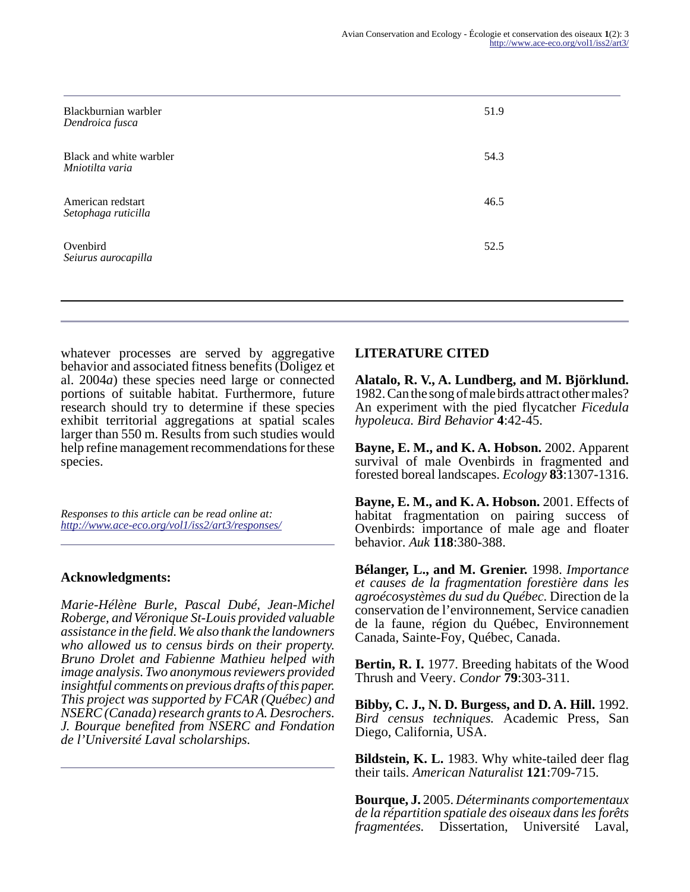| | |
|---|---|
| Blackburnian warbler *Dendroica fusca* | 51.9 |
| Black and white warbler *Mniotilta varia* | 54.3 |
| American redstart *Setophaga ruticilla* | 46.5 |
| Ovenbird *Seiurus aurocapilla* | 52.5 |

whatever processes are served by aggregative behavior and associated fitness benefits (Doligez et al. 2004*a*) these species need large or connected portions of suitable habitat. Furthermore, future research should try to determine if these species exhibit territorial aggregations at spatial scales larger than 550 m. Results from such studies would help refine management recommendations for these species.

*Responses to this article can be read online at:*
*http://www.ace-eco.org/vol1/iss2/art3/responses/*

## Acknowledgments:

*Marie-Hélène Burle, Pascal Dubé, Jean-Michel Roberge, and Véronique St-Louis provided valuable assistance in the field. We also thank the landowners who allowed us to census birds on their property. Bruno Drolet and Fabienne Mathieu helped with image analysis. Two anonymous reviewers provided insightful comments on previous drafts of this paper. This project was supported by FCAR (Québec) and NSERC (Canada) research grants to A. Desrochers. J. Bourque benefited from NSERC and Fondation de l'Université Laval scholarships.*

## LITERATURE CITED

**Alatalo, R. V., A. Lundberg, and M. Björklund.** 1982. Can the song of male birds attract other males? An experiment with the pied flycatcher *Ficedula hypoleuca*. *Bird Behavior* **4**:42-45.

**Bayne, E. M., and K. A. Hobson.** 2002. Apparent survival of male Ovenbirds in fragmented and forested boreal landscapes. *Ecology* **83**:1307-1316.

**Bayne, E. M., and K. A. Hobson.** 2001. Effects of habitat fragmentation on pairing success of Ovenbirds: importance of male age and floater behavior. *Auk* **118**:380-388.

**Bélanger, L., and M. Grenier.** 1998. *Importance et causes de la fragmentation forestière dans les agroécosystèmes du sud du Québec*. Direction de la conservation de l'environnement, Service canadien de la faune, région du Québec, Environnement Canada, Sainte-Foy, Québec, Canada.

**Bertin, R. I.** 1977. Breeding habitats of the Wood Thrush and Veery. *Condor* **79**:303-311.

**Bibby, C. J., N. D. Burgess, and D. A. Hill.** 1992. *Bird census techniques.* Academic Press, San Diego, California, USA.

**Bildstein, K. L.** 1983. Why white-tailed deer flag their tails. *American Naturalist* **121**:709-715.

**Bourque, J.** 2005. *Déterminants comportementaux de la répartition spatiale des oiseaux dans les forêts fragmentées.* Dissertation, Université Laval,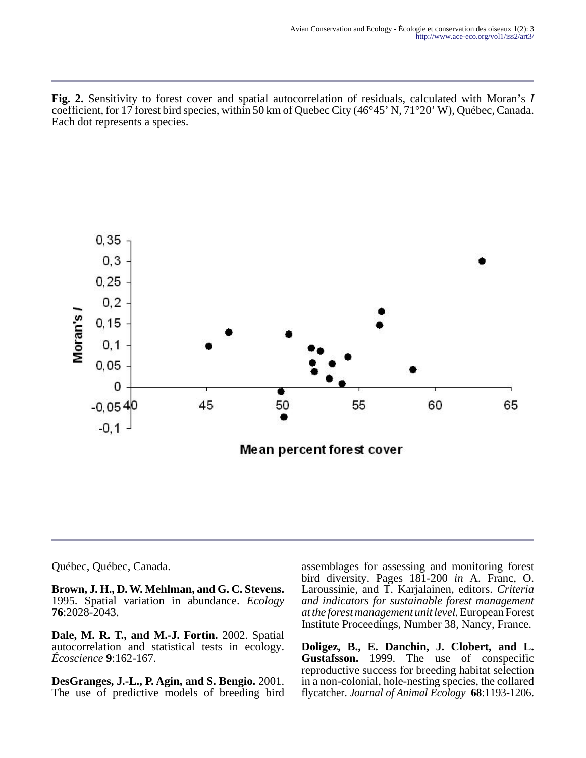**Fig. 2.** Sensitivity to forest cover and spatial autocorrelation of residuals, calculated with Moran's *I* coefficient, for 17 forest bird species, within 50 km of Quebec City (46°45' N, 71°20' W), Québec, Canada. Each dot represents a species.

Québec, Québec, Canada.

**Brown, J. H., D. W. Mehlman, and G. C. Stevens.** 1995. Spatial variation in abundance. *Ecology* **76**:2028-2043.

**Dale, M. R. T., and M.-J. Fortin.** 2002. Spatial autocorrelation and statistical tests in ecology. *Écoscience* **9**:162-167.

**DesGranges, J.-L., P. Agin, and S. Bengio.** 2001. The use of predictive models of breeding bird assemblages for assessing and monitoring forest bird diversity. Pages 181-200 *in* A. Franc, O. Laroussinie, and T. Karjalainen, editors. *Criteria and indicators for sustainable forest management at the forest management unit level*. European Forest Institute Proceedings, Number 38, Nancy, France.

**Doligez, B., E. Danchin, J. Clobert, and L. Gustafsson.** 1999. The use of conspecific reproductive success for breeding habitat selection in a non-colonial, hole-nesting species, the collared flycatcher. *Journal of Animal Ecology* **68**:1193-1206.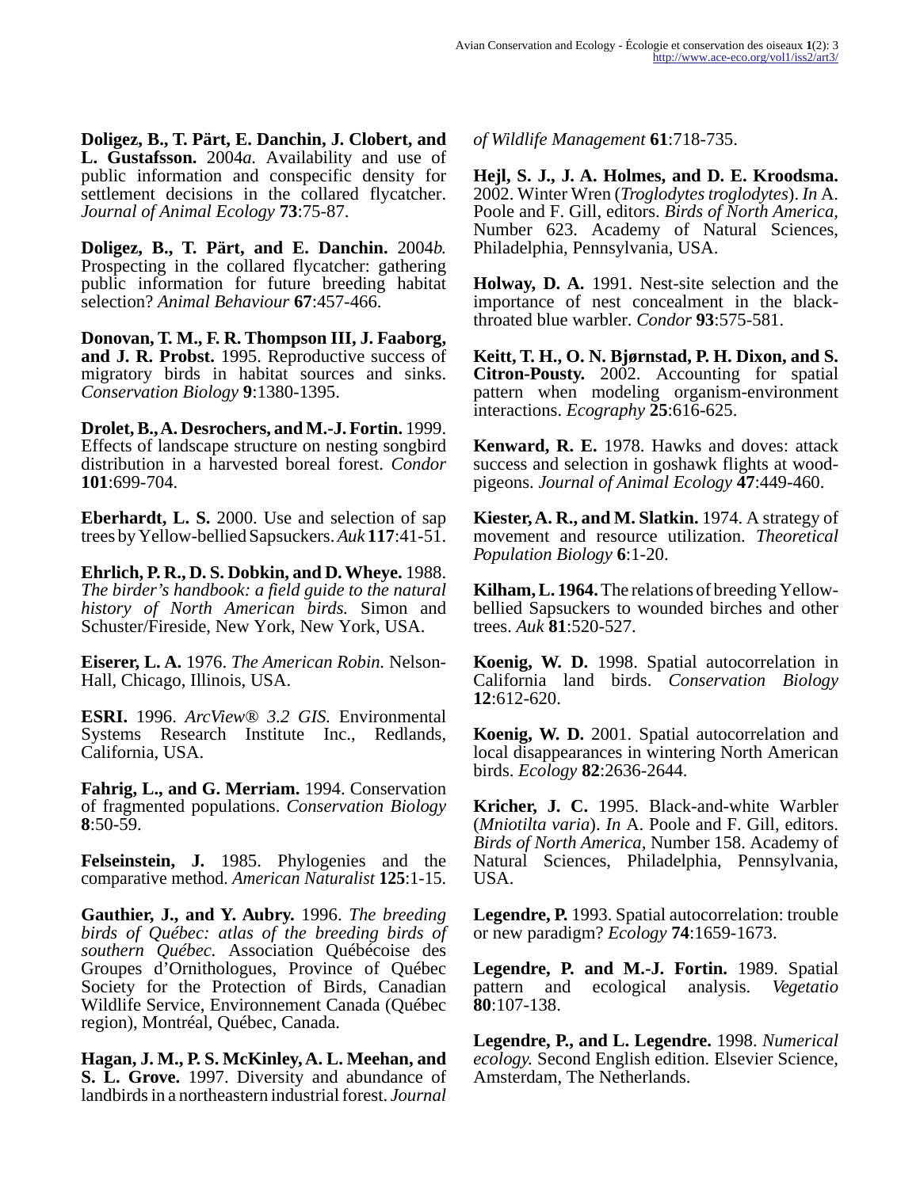**Doligez, B., T. Pärt, E. Danchin, J. Clobert, and L. Gustafsson.** 2004*a*. Availability and use of public information and conspecific density for settlement decisions in the collared flycatcher. *Journal of Animal Ecology* **73**:75-87.

**Doligez, B., T. Pärt, and E. Danchin.** 2004*b*. Prospecting in the collared flycatcher: gathering public information for future breeding habitat selection? *Animal Behaviour* **67**:457-466.

**Donovan, T. M., F. R. Thompson III, J. Faaborg, and J. R. Probst.** 1995. Reproductive success of migratory birds in habitat sources and sinks. *Conservation Biology* **9**:1380-1395.

**Drolet, B., A. Desrochers, and M.-J. Fortin.** 1999. Effects of landscape structure on nesting songbird distribution in a harvested boreal forest. *Condor* **101**:699-704.

**Eberhardt, L. S.** 2000. Use and selection of sap trees by Yellow-bellied Sapsuckers. *Auk* **117**:41-51.

**Ehrlich, P. R., D. S. Dobkin, and D. Wheye.** 1988. *The birder's handbook: a field guide to the natural history of North American birds.* Simon and Schuster/Fireside, New York, New York, USA.

**Eiserer, L. A.** 1976. *The American Robin.* Nelson-Hall, Chicago, Illinois, USA.

**ESRI.** 1996. *ArcView® 3.2 GIS.* Environmental Systems Research Institute Inc., Redlands, California, USA.

**Fahrig, L., and G. Merriam.** 1994. Conservation of fragmented populations. *Conservation Biology* **8**:50-59.

**Felseinstein, J.** 1985. Phylogenies and the comparative method. *American Naturalist* **125**:1-15.

**Gauthier, J., and Y. Aubry.** 1996. *The breeding birds of Québec: atlas of the breeding birds of southern Québec.* Association Québécoise des Groupes d'Ornithologues, Province of Québec Society for the Protection of Birds, Canadian Wildlife Service, Environnement Canada (Québec region), Montréal, Québec, Canada.

**Hagan, J. M., P. S. McKinley, A. L. Meehan, and S. L. Grove.** 1997. Diversity and abundance of landbirds in a northeastern industrial forest. *Journal of Wildlife Management* **61**:718-735.

**Hejl, S. J., J. A. Holmes, and D. E. Kroodsma.** 2002. Winter Wren (*Troglodytes troglodytes*). *In* A. Poole and F. Gill, editors. *Birds of North America,* Number 623. Academy of Natural Sciences, Philadelphia, Pennsylvania, USA.

**Holway, D. A.** 1991. Nest-site selection and the importance of nest concealment in the black-throated blue warbler. *Condor* **93**:575-581.

**Keitt, T. H., O. N. Bjørnstad, P. H. Dixon, and S. Citron-Pousty.** 2002. Accounting for spatial pattern when modeling organism-environment interactions. *Ecography* **25**:616-625.

**Kenward, R. E.** 1978. Hawks and doves: attack success and selection in goshawk flights at wood-pigeons. *Journal of Animal Ecology* **47**:449-460.

**Kiester, A. R., and M. Slatkin.** 1974. A strategy of movement and resource utilization. *Theoretical Population Biology* **6**:1-20.

**Kilham, L. 1964.** The relations of breeding Yellow-bellied Sapsuckers to wounded birches and other trees. *Auk* **81**:520-527.

**Koenig, W. D.** 1998. Spatial autocorrelation in California land birds. *Conservation Biology* **12**:612-620.

**Koenig, W. D.** 2001. Spatial autocorrelation and local disappearances in wintering North American birds. *Ecology* **82**:2636-2644.

**Kricher, J. C.** 1995. Black-and-white Warbler (*Mniotilta varia*). *In* A. Poole and F. Gill, editors. *Birds of North America,* Number 158. Academy of Natural Sciences, Philadelphia, Pennsylvania, USA.

**Legendre, P.** 1993. Spatial autocorrelation: trouble or new paradigm? *Ecology* **74**:1659-1673.

**Legendre, P. and M.-J. Fortin.** 1989. Spatial pattern and ecological analysis. *Vegetatio* **80**:107-138.

**Legendre, P., and L. Legendre.** 1998. *Numerical ecology.* Second English edition. Elsevier Science, Amsterdam, The Netherlands.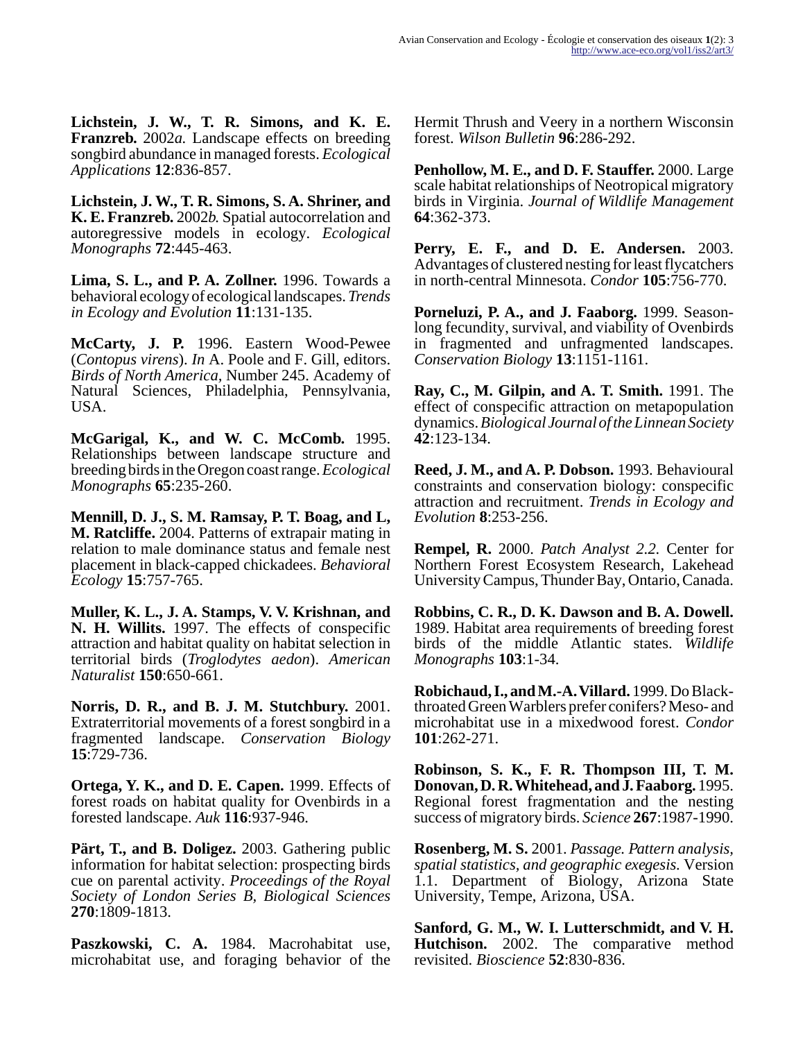**Lichstein, J. W., T. R. Simons, and K. E. Franzreb.** 2002*a*. Landscape effects on breeding songbird abundance in managed forests. *Ecological Applications* **12**:836-857.

**Lichstein, J. W., T. R. Simons, S. A. Shriner, and K. E. Franzreb.** 2002*b*. Spatial autocorrelation and autoregressive models in ecology. *Ecological Monographs* **72**:445-463.

**Lima, S. L., and P. A. Zollner.** 1996. Towards a behavioral ecology of ecological landscapes. *Trends in Ecology and Evolution* **11**:131-135.

**McCarty, J. P.** 1996. Eastern Wood-Pewee (*Contopus virens*). *In* A. Poole and F. Gill, editors. *Birds of North America*, Number 245. Academy of Natural Sciences, Philadelphia, Pennsylvania, USA.

**McGarigal, K., and W. C. McComb.** 1995. Relationships between landscape structure and breeding birds in the Oregon coast range. *Ecological Monographs* **65**:235-260.

**Mennill, D. J., S. M. Ramsay, P. T. Boag, and L, M. Ratcliffe.** 2004. Patterns of extrapair mating in relation to male dominance status and female nest placement in black-capped chickadees. *Behavioral Ecology* **15**:757-765.

**Muller, K. L., J. A. Stamps, V. V. Krishnan, and N. H. Willits.** 1997. The effects of conspecific attraction and habitat quality on habitat selection in territorial birds (*Troglodytes aedon*). *American Naturalist* **150**:650-661.

**Norris, D. R., and B. J. M. Stutchbury.** 2001. Extraterritorial movements of a forest songbird in a fragmented landscape. *Conservation Biology* **15**:729-736.

**Ortega, Y. K., and D. E. Capen.** 1999. Effects of forest roads on habitat quality for Ovenbirds in a forested landscape. *Auk* **116**:937-946.

**Pärt, T., and B. Doligez.** 2003. Gathering public information for habitat selection: prospecting birds cue on parental activity. *Proceedings of the Royal Society of London Series B, Biological Sciences* **270**:1809-1813.

**Paszkowski, C. A.** 1984. Macrohabitat use, microhabitat use, and foraging behavior of the Hermit Thrush and Veery in a northern Wisconsin forest. *Wilson Bulletin* **96**:286-292.

**Penhollow, M. E., and D. F. Stauffer.** 2000. Large scale habitat relationships of Neotropical migratory birds in Virginia. *Journal of Wildlife Management* **64**:362-373.

**Perry, E. F., and D. E. Andersen.** 2003. Advantages of clustered nesting for least flycatchers in north-central Minnesota. *Condor* **105**:756-770.

**Porneluzi, P. A., and J. Faaborg.** 1999. Season-long fecundity, survival, and viability of Ovenbirds in fragmented and unfragmented landscapes. *Conservation Biology* **13**:1151-1161.

**Ray, C., M. Gilpin, and A. T. Smith.** 1991. The effect of conspecific attraction on metapopulation dynamics. *Biological Journal of the Linnean Society* **42**:123-134.

**Reed, J. M., and A. P. Dobson.** 1993. Behavioural constraints and conservation biology: conspecific attraction and recruitment. *Trends in Ecology and Evolution* **8**:253-256.

**Rempel, R.** 2000. *Patch Analyst 2.2.* Center for Northern Forest Ecosystem Research, Lakehead University Campus, Thunder Bay, Ontario, Canada.

**Robbins, C. R., D. K. Dawson and B. A. Dowell.** 1989. Habitat area requirements of breeding forest birds of the middle Atlantic states. *Wildlife Monographs* **103**:1-34.

**Robichaud, I., and M.-A. Villard.** 1999. Do Black-throated Green Warblers prefer conifers? Meso- and microhabitat use in a mixedwood forest. *Condor* **101**:262-271.

**Robinson, S. K., F. R. Thompson III, T. M. Donovan, D. R. Whitehead, and J. Faaborg.** 1995. Regional forest fragmentation and the nesting success of migratory birds. *Science* **267**:1987-1990.

**Rosenberg, M. S.** 2001. *Passage. Pattern analysis, spatial statistics, and geographic exegesis.* Version 1.1. Department of Biology, Arizona State University, Tempe, Arizona, USA.

**Sanford, G. M., W. I. Lutterschmidt, and V. H. Hutchison.** 2002. The comparative method revisited. *Bioscience* **52**:830-836.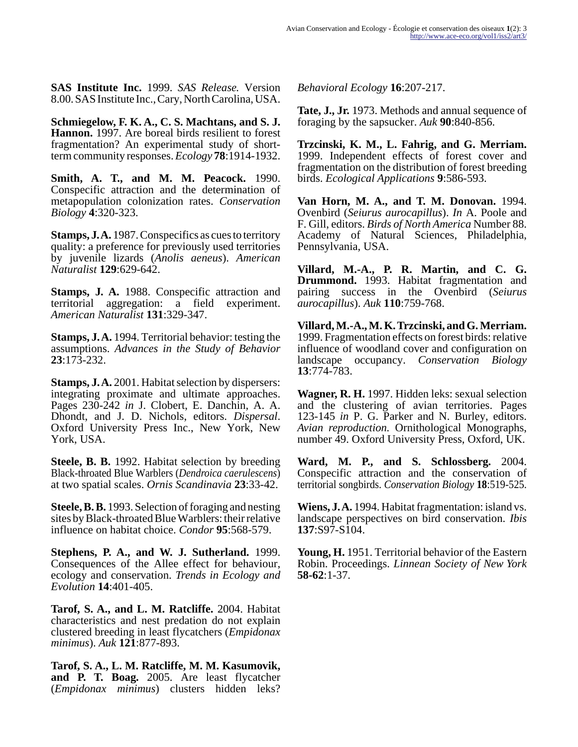**SAS Institute Inc.** 1999. *SAS Release.* Version 8.00. SAS Institute Inc., Cary, North Carolina, USA.

**Schmiegelow, F. K. A., C. S. Machtans, and S. J. Hannon.** 1997. Are boreal birds resilient to forest fragmentation? An experimental study of short-term community responses. *Ecology* **78**:1914-1932.

**Smith, A. T., and M. M. Peacock.** 1990. Conspecific attraction and the determination of metapopulation colonization rates. *Conservation Biology* **4**:320-323.

**Stamps, J. A.** 1987. Conspecifics as cues to territory quality: a preference for previously used territories by juvenile lizards (*Anolis aeneus*). *American Naturalist* **129**:629-642.

**Stamps, J. A.** 1988. Conspecific attraction and territorial aggregation: a field experiment. *American Naturalist* **131**:329-347.

**Stamps, J. A.** 1994. Territorial behavior: testing the assumptions. *Advances in the Study of Behavior* **23**:173-232.

**Stamps, J. A.** 2001. Habitat selection by dispersers: integrating proximate and ultimate approaches. Pages 230-242 *in* J. Clobert, E. Danchin, A. A. Dhondt, and J. D. Nichols, editors. *Dispersal*. Oxford University Press Inc., New York, New York, USA.

**Steele, B. B.** 1992. Habitat selection by breeding Black-throated Blue Warblers (*Dendroica caerulescens*) at two spatial scales. *Ornis Scandinavia* **23**:33-42.

**Steele, B. B.** 1993. Selection of foraging and nesting sites by Black-throated Blue Warblers: their relative influence on habitat choice. *Condor* **95**:568-579.

**Stephens, P. A., and W. J. Sutherland.** 1999. Consequences of the Allee effect for behaviour, ecology and conservation. *Trends in Ecology and Evolution* **14**:401-405.

**Tarof, S. A., and L. M. Ratcliffe.** 2004. Habitat characteristics and nest predation do not explain clustered breeding in least flycatchers (*Empidonax minimus*). *Auk* **121**:877-893.

**Tarof, S. A., L. M. Ratcliffe, M. M. Kasumovik, and P. T. Boag.** 2005. Are least flycatcher (*Empidonax minimus*) clusters hidden leks? *Behavioral Ecology* **16**:207-217.

**Tate, J., Jr.** 1973. Methods and annual sequence of foraging by the sapsucker. *Auk* **90**:840-856.

**Trzcinski, K. M., L. Fahrig, and G. Merriam.** 1999. Independent effects of forest cover and fragmentation on the distribution of forest breeding birds. *Ecological Applications* **9**:586-593.

**Van Horn, M. A., and T. M. Donovan.** 1994. Ovenbird (*Seiurus aurocapillus*). *In* A. Poole and F. Gill, editors. *Birds of North America* Number 88. Academy of Natural Sciences, Philadelphia, Pennsylvania, USA.

**Villard, M.-A., P. R. Martin, and C. G. Drummond.** 1993. Habitat fragmentation and pairing success in the Ovenbird (*Seiurus aurocapillus*). *Auk* **110**:759-768.

**Villard, M.-A., M. K. Trzcinski, and G. Merriam.** 1999. Fragmentation effects on forest birds: relative influence of woodland cover and configuration on landscape occupancy. *Conservation Biology* **13**:774-783.

**Wagner, R. H.** 1997. Hidden leks: sexual selection and the clustering of avian territories. Pages 123-145 *in* P. G. Parker and N. Burley, editors. *Avian reproduction.* Ornithological Monographs, number 49. Oxford University Press, Oxford, UK.

**Ward, M. P., and S. Schlossberg.** 2004. Conspecific attraction and the conservation of territorial songbirds. *Conservation Biology* **18**:519-525.

**Wiens, J. A.** 1994. Habitat fragmentation: island vs. landscape perspectives on bird conservation. *Ibis* **137**:S97-S104.

**Young, H.** 1951. Territorial behavior of the Eastern Robin. Proceedings. *Linnean Society of New York* **58-62**:1-37.